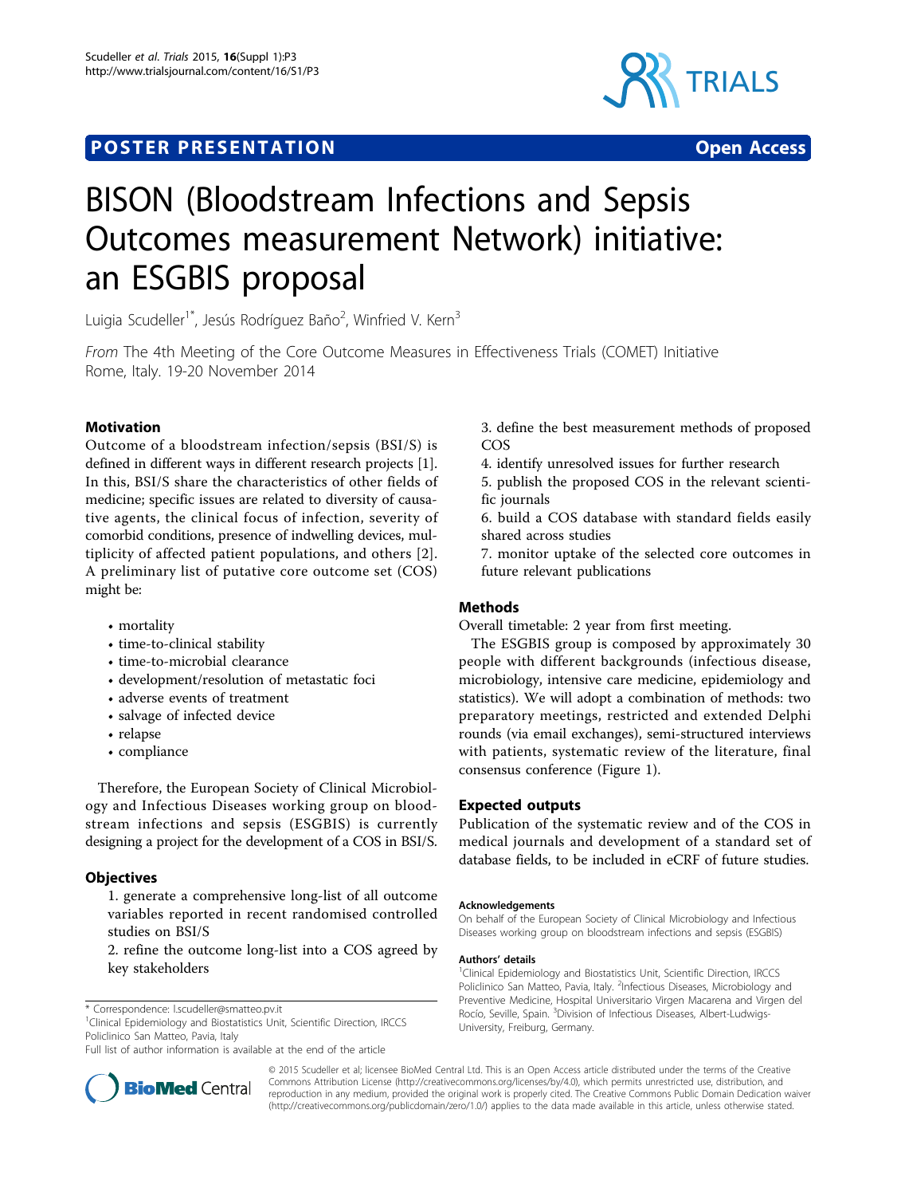POSTER PRESENTATION

Open Access

# BISON (Bloodstream Infections and Sepsis Outcomes measurement Network) initiative: an ESGBIS proposal

Luigia Scudeller[1*], Jesús Rodríguez Baño[2], Winfried V. Kern[3]

*From* The 4th Meeting of the Core Outcome Measures in Effectiveness Trials (COMET) Initiative
Rome, Italy. 19-20 November 2014

## Motivation

Outcome of a bloodstream infection/sepsis (BSI/S) is defined in different ways in different research projects [1]. In this, BSI/S share the characteristics of other fields of medicine; specific issues are related to diversity of causative agents, the clinical focus of infection, severity of comorbid conditions, presence of indwelling devices, multiplicity of affected patient populations, and others [2]. A preliminary list of putative core outcome set (COS) might be:

- mortality
- time-to-clinical stability
- time-to-microbial clearance
- development/resolution of metastatic foci
- adverse events of treatment
- salvage of infected device
- relapse
- compliance

Therefore, the European Society of Clinical Microbiology and Infectious Diseases working group on bloodstream infections and sepsis (ESGBIS) is currently designing a project for the development of a COS in BSI/S.

## Objectives

1. generate a comprehensive long-list of all outcome variables reported in recent randomised controlled studies on BSI/S
2. refine the outcome long-list into a COS agreed by key stakeholders
3. define the best measurement methods of proposed COS
4. identify unresolved issues for further research
5. publish the proposed COS in the relevant scientific journals
6. build a COS database with standard fields easily shared across studies
7. monitor uptake of the selected core outcomes in future relevant publications

## Methods

Overall timetable: 2 year from first meeting.

The ESGBIS group is composed by approximately 30 people with different backgrounds (infectious disease, microbiology, intensive care medicine, epidemiology and statistics). We will adopt a combination of methods: two preparatory meetings, restricted and extended Delphi rounds (via email exchanges), semi-structured interviews with patients, systematic review of the literature, final consensus conference (Figure 1).

## Expected outputs

Publication of the systematic review and of the COS in medical journals and development of a standard set of database fields, to be included in eCRF of future studies.

#### Acknowledgements

On behalf of the European Society of Clinical Microbiology and Infectious Diseases working group on bloodstream infections and sepsis (ESGBIS)

#### Authors' details

[1]Clinical Epidemiology and Biostatistics Unit, Scientific Direction, IRCCS Policlinico San Matteo, Pavia, Italy. [2]Infectious Diseases, Microbiology and Preventive Medicine, Hospital Universitario Virgen Macarena and Virgen del Rocío, Seville, Spain. [3]Division of Infectious Diseases, Albert-Ludwigs-University, Freiburg, Germany.

\* Correspondence: l.scudeller@smatteo.pv.it
[1]Clinical Epidemiology and Biostatistics Unit, Scientific Direction, IRCCS Policlinico San Matteo, Pavia, Italy
Full list of author information is available at the end of the article

© 2015 Scudeller et al; licensee BioMed Central Ltd. This is an Open Access article distributed under the terms of the Creative Commons Attribution License (http://creativecommons.org/licenses/by/4.0), which permits unrestricted use, distribution, and reproduction in any medium, provided the original work is properly cited. The Creative Commons Public Domain Dedication waiver (http://creativecommons.org/publicdomain/zero/1.0/) applies to the data made available in this article, unless otherwise stated.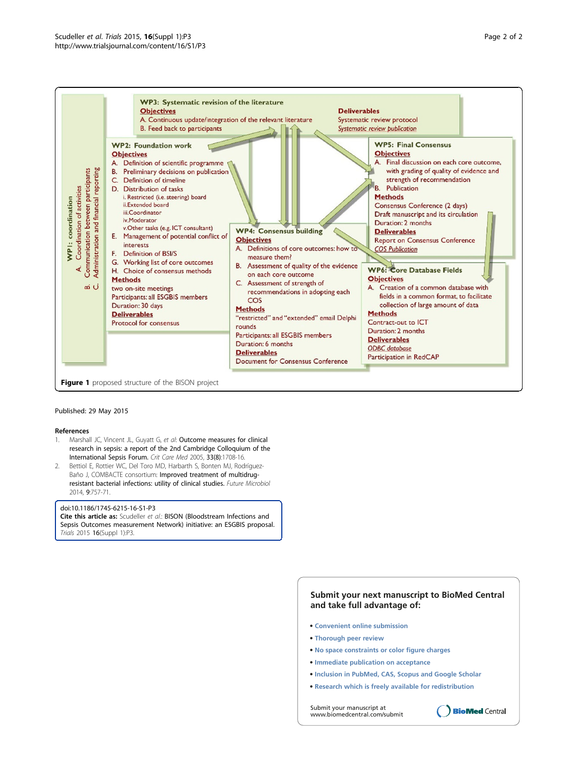WP1: coordination
A. Coordination of activities
B. Communication between participants
C. Administration and financial reporting

WP3: Systematic revision of the literature
Objectives
A. Continuous update/integration of the relevant literature
B. Feed back to participants
Deliverables
Systematic review protocol
Systematic review publication

WP2: Foundation work
Objectives
A. Definition of scientific programme
B. Preliminary decisions on publication
C. Definition of timeline
D. Distribution of tasks
i. Restricted (i.e. steering) board
ii. Extended board
iii. Coordinator
iv. Moderator
v. Other tasks (e.g. ICT consultant)
E. Management of potential conflict of interests
F. Definition of BSI/S
G. Working list of core outcomes
H. Choice of consensus methods
Methods
two on-site meetings
Participants: all ESGBIS members
Duration: 30 days
Deliverables
Protocol for consensus

WP4: Consensus building
Objectives
A. Definitions of core outcomes: how to measure them?
B. Assessment of quality of the evidence on each core outcome
C. Assessment of strength of recommendations in adopting each COS
Methods
"restricted" and "extended" email Delphi rounds
Participants: all ESGBIS members
Duration: 6 months
Deliverables
Document for Consensus Conference

WP5: Final Consensus
Objectives
A. Final discussion on each core outcome, with grading of quality of evidence and strength of recommendation
B. Publication
Methods
Consensus Conference (2 days)
Draft manuscript and its circulation
Duration: 2 months
Deliverables
Report on Consensus Conference
COS Publication

WP6: Core Database Fields
Objectives
A. Creation of a common database with fields in a common format, to facilitate collection of large amount of data
Methods
Contract-out to ICT
Duration: 2 months
Deliverables
ODBC database
Participation in RedCAP

**Figure 1** proposed structure of the BISON project

Published: 29 May 2015

### References

1. Marshall JC, Vincent JL, Guyatt G, *et al*: **Outcome measures for clinical research in sepsis: a report of the 2nd Cambridge Colloquium of the International Sepsis Forum.** *Crit Care Med* 2005, **33(8)**:1708-16.
2. Bettiol E, Rottier WC, Del Toro MD, Harbarth S, Bonten MJ, Rodríguez-Baño J, COMBACTE consortium: **Improved treatment of multidrug-resistant bacterial infections: utility of clinical studies.** *Future Microbiol* 2014, **9**:757-71.

doi:10.1186/1745-6215-16-S1-P3
**Cite this article as:** Scudeller *et al.*: BISON (Bloodstream Infections and Sepsis Outcomes measurement Network) initiative: an ESGBIS proposal. *Trials* 2015 **16**(Suppl 1):P3.